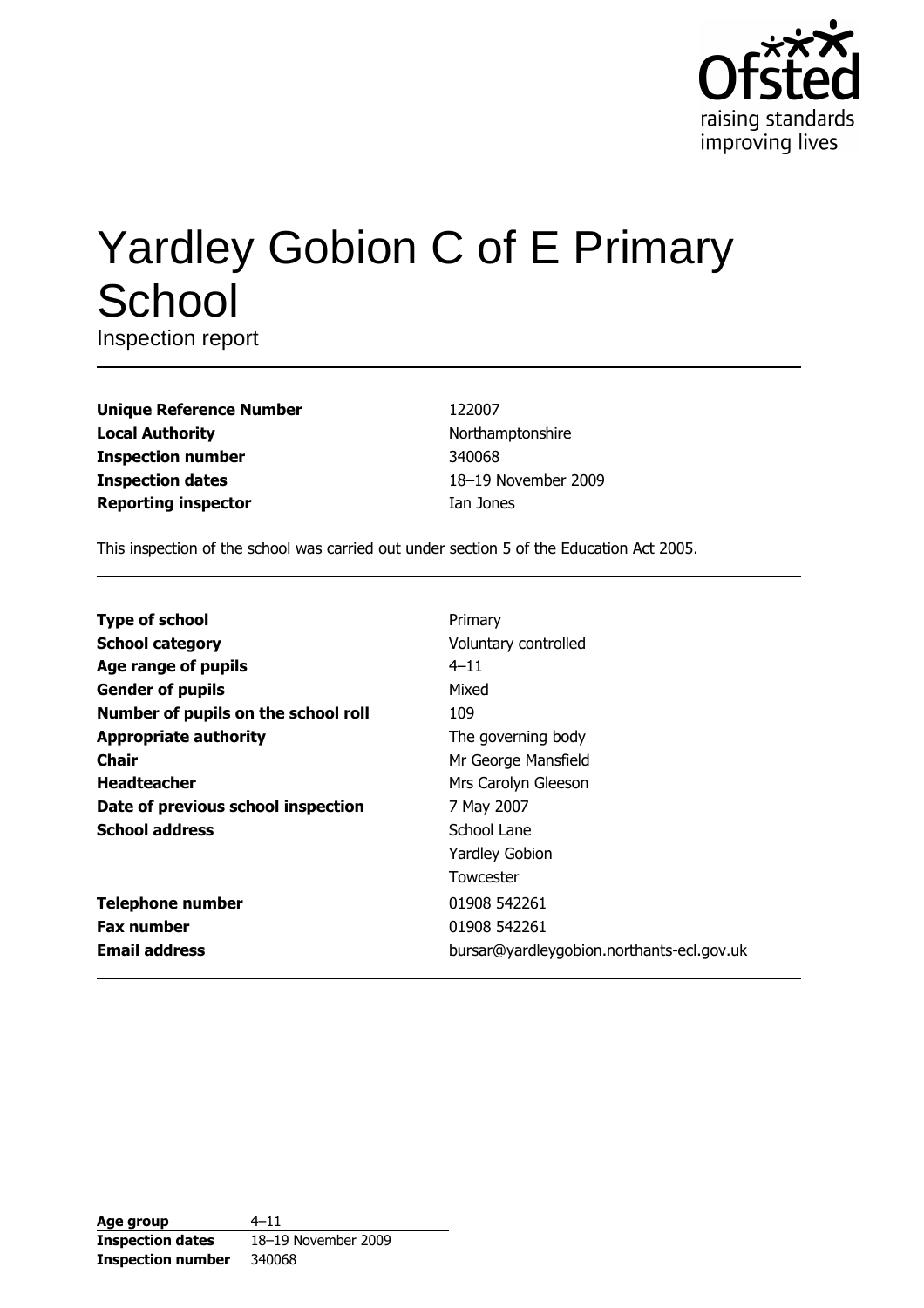# Yardley Gobion C of E Primary School

Inspection report

| | |
|---|---|
| **Unique Reference Number** | 122007 |
| **Local Authority** | Northamptonshire |
| **Inspection number** | 340068 |
| **Inspection dates** | 18–19 November 2009 |
| **Reporting inspector** | Ian Jones |

This inspection of the school was carried out under section 5 of the Education Act 2005.

| | |
|---|---|
| **Type of school** | Primary |
| **School category** | Voluntary controlled |
| **Age range of pupils** | 4–11 |
| **Gender of pupils** | Mixed |
| **Number of pupils on the school roll** | 109 |
| **Appropriate authority** | The governing body |
| **Chair** | Mr George Mansfield |
| **Headteacher** | Mrs Carolyn Gleeson |
| **Date of previous school inspection** | 7 May 2007 |
| **School address** | School Lane<br>Yardley Gobion<br>Towcester |
| **Telephone number** | 01908 542261 |
| **Fax number** | 01908 542261 |
| **Email address** | bursar@yardleygobion.northants-ecl.gov.uk |

| | |
|---|---|
| **Age group** | 4–11 |
| **Inspection dates** | 18–19 November 2009 |
| **Inspection number** | 340068 |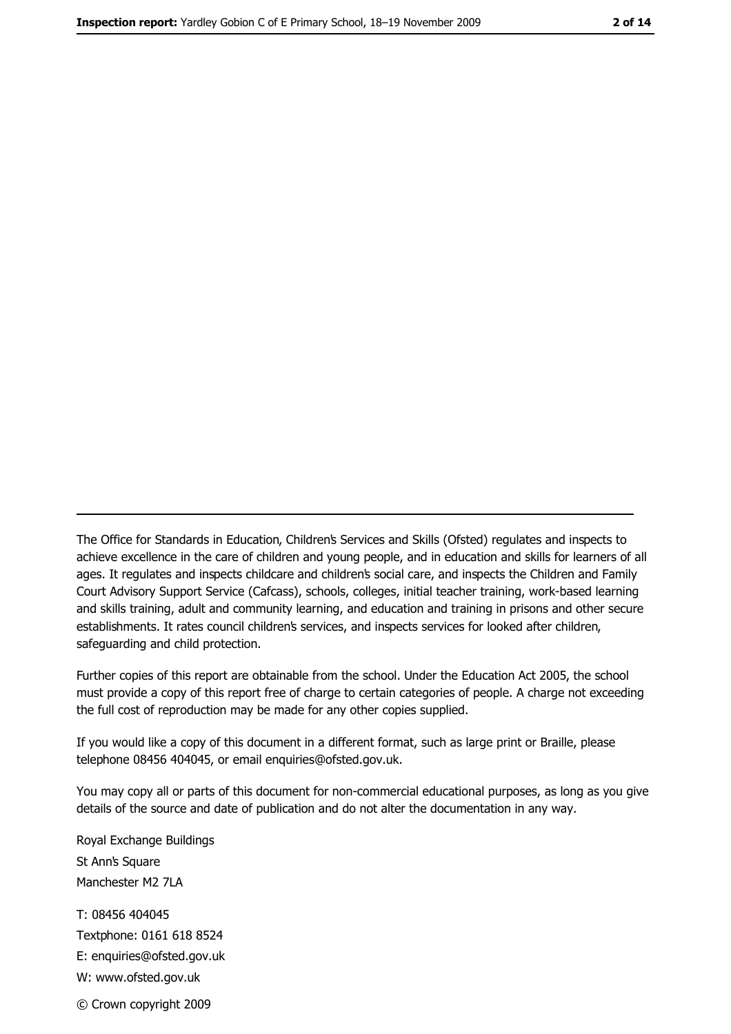---

The Office for Standards in Education, Children's Services and Skills (Ofsted) regulates and inspects to achieve excellence in the care of children and young people, and in education and skills for learners of all ages. It regulates and inspects childcare and children's social care, and inspects the Children and Family Court Advisory Support Service (Cafcass), schools, colleges, initial teacher training, work-based learning and skills training, adult and community learning, and education and training in prisons and other secure establishments. It rates council children's services, and inspects services for looked after children, safeguarding and child protection.

Further copies of this report are obtainable from the school. Under the Education Act 2005, the school must provide a copy of this report free of charge to certain categories of people. A charge not exceeding the full cost of reproduction may be made for any other copies supplied.

If you would like a copy of this document in a different format, such as large print or Braille, please telephone 08456 404045, or email enquiries@ofsted.gov.uk.

You may copy all or parts of this document for non-commercial educational purposes, as long as you give details of the source and date of publication and do not alter the documentation in any way.

Royal Exchange Buildings
St Ann's Square
Manchester M2 7LA

T: 08456 404045
Textphone: 0161 618 8524
E: enquiries@ofsted.gov.uk
W: www.ofsted.gov.uk

© Crown copyright 2009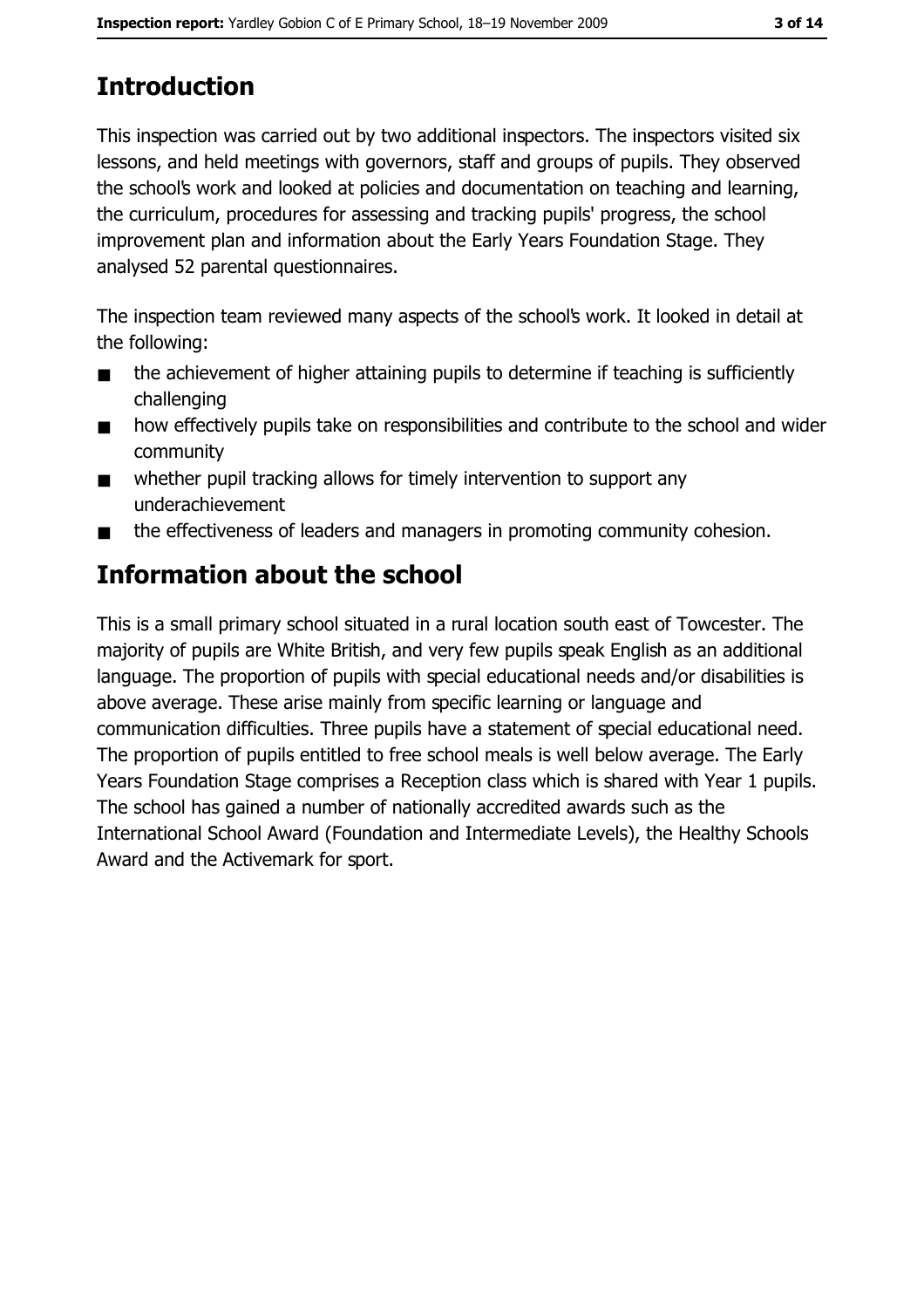## Introduction

This inspection was carried out by two additional inspectors. The inspectors visited six lessons, and held meetings with governors, staff and groups of pupils. They observed the school's work and looked at policies and documentation on teaching and learning, the curriculum, procedures for assessing and tracking pupils' progress, the school improvement plan and information about the Early Years Foundation Stage. They analysed 52 parental questionnaires.

The inspection team reviewed many aspects of the school's work. It looked in detail at the following:

- the achievement of higher attaining pupils to determine if teaching is sufficiently challenging
- how effectively pupils take on responsibilities and contribute to the school and wider community
- whether pupil tracking allows for timely intervention to support any underachievement
- the effectiveness of leaders and managers in promoting community cohesion.

## Information about the school

This is a small primary school situated in a rural location south east of Towcester. The majority of pupils are White British, and very few pupils speak English as an additional language. The proportion of pupils with special educational needs and/or disabilities is above average. These arise mainly from specific learning or language and communication difficulties. Three pupils have a statement of special educational need. The proportion of pupils entitled to free school meals is well below average. The Early Years Foundation Stage comprises a Reception class which is shared with Year 1 pupils. The school has gained a number of nationally accredited awards such as the International School Award (Foundation and Intermediate Levels), the Healthy Schools Award and the Activemark for sport.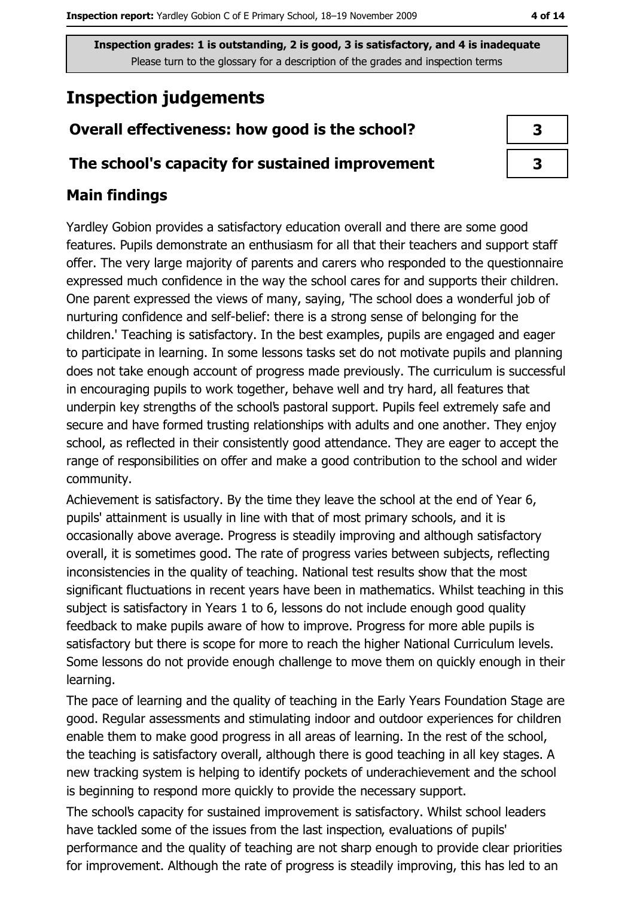Inspection grades: 1 is outstanding, 2 is good, 3 is satisfactory, and 4 is inadequate
Please turn to the glossary for a description of the grades and inspection terms

## Inspection judgements

| | |
|---|---|
| **Overall effectiveness: how good is the school?** | **3** |
| **The school's capacity for sustained improvement** | **3** |

### Main findings

Yardley Gobion provides a satisfactory education overall and there are some good features. Pupils demonstrate an enthusiasm for all that their teachers and support staff offer. The very large majority of parents and carers who responded to the questionnaire expressed much confidence in the way the school cares for and supports their children. One parent expressed the views of many, saying, 'The school does a wonderful job of nurturing confidence and self-belief: there is a strong sense of belonging for the children.' Teaching is satisfactory. In the best examples, pupils are engaged and eager to participate in learning. In some lessons tasks set do not motivate pupils and planning does not take enough account of progress made previously. The curriculum is successful in encouraging pupils to work together, behave well and try hard, all features that underpin key strengths of the school's pastoral support. Pupils feel extremely safe and secure and have formed trusting relationships with adults and one another. They enjoy school, as reflected in their consistently good attendance. They are eager to accept the range of responsibilities on offer and make a good contribution to the school and wider community.

Achievement is satisfactory. By the time they leave the school at the end of Year 6, pupils' attainment is usually in line with that of most primary schools, and it is occasionally above average. Progress is steadily improving and although satisfactory overall, it is sometimes good. The rate of progress varies between subjects, reflecting inconsistencies in the quality of teaching. National test results show that the most significant fluctuations in recent years have been in mathematics. Whilst teaching in this subject is satisfactory in Years 1 to 6, lessons do not include enough good quality feedback to make pupils aware of how to improve. Progress for more able pupils is satisfactory but there is scope for more to reach the higher National Curriculum levels. Some lessons do not provide enough challenge to move them on quickly enough in their learning.

The pace of learning and the quality of teaching in the Early Years Foundation Stage are good. Regular assessments and stimulating indoor and outdoor experiences for children enable them to make good progress in all areas of learning. In the rest of the school, the teaching is satisfactory overall, although there is good teaching in all key stages. A new tracking system is helping to identify pockets of underachievement and the school is beginning to respond more quickly to provide the necessary support.

The school's capacity for sustained improvement is satisfactory. Whilst school leaders have tackled some of the issues from the last inspection, evaluations of pupils' performance and the quality of teaching are not sharp enough to provide clear priorities for improvement. Although the rate of progress is steadily improving, this has led to an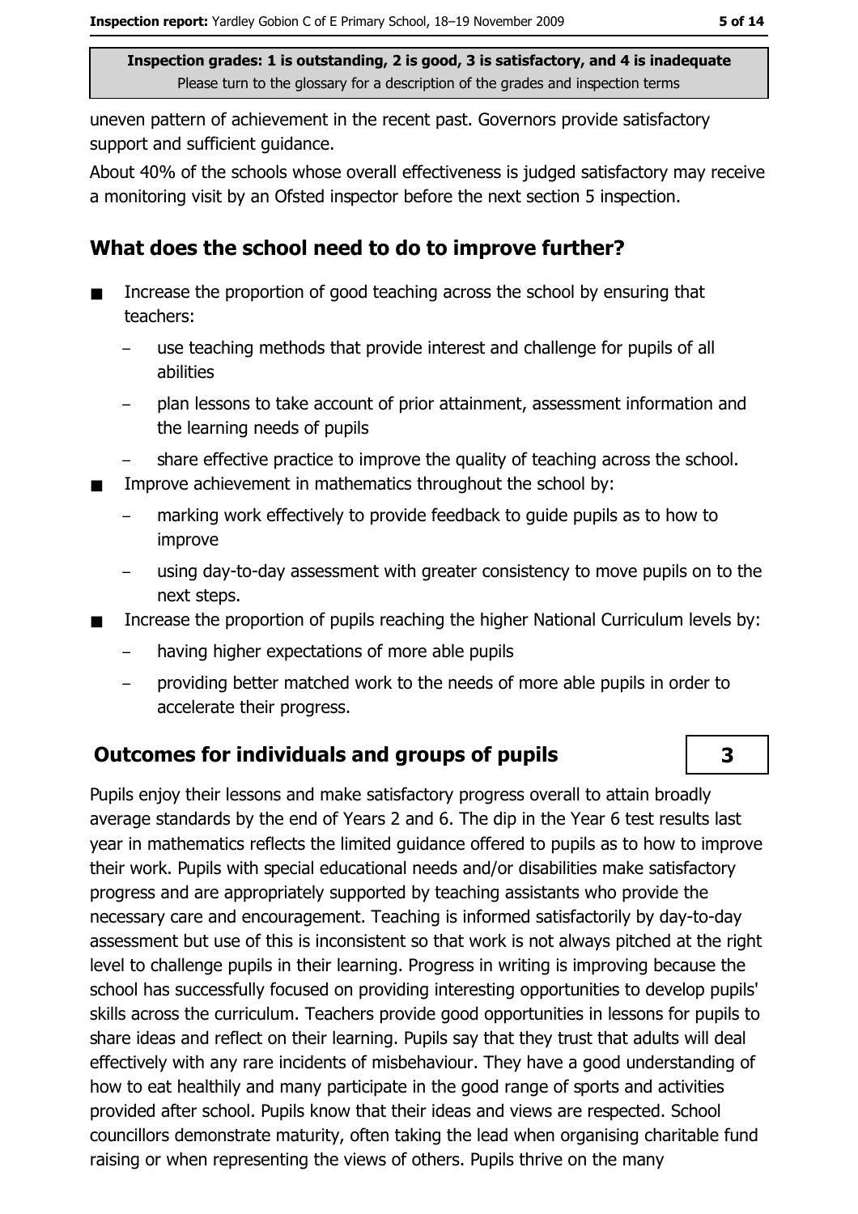uneven pattern of achievement in the recent past. Governors provide satisfactory support and sufficient guidance.

About 40% of the schools whose overall effectiveness is judged satisfactory may receive a monitoring visit by an Ofsted inspector before the next section 5 inspection.

## What does the school need to do to improve further?

- Increase the proportion of good teaching across the school by ensuring that teachers:
  - use teaching methods that provide interest and challenge for pupils of all abilities
  - plan lessons to take account of prior attainment, assessment information and the learning needs of pupils
  - share effective practice to improve the quality of teaching across the school.
- Improve achievement in mathematics throughout the school by:
  - marking work effectively to provide feedback to guide pupils as to how to improve
  - using day-to-day assessment with greater consistency to move pupils on to the next steps.
- Increase the proportion of pupils reaching the higher National Curriculum levels by:
  - having higher expectations of more able pupils
  - providing better matched work to the needs of more able pupils in order to accelerate their progress.

## Outcomes for individuals and groups of pupils — 3

Pupils enjoy their lessons and make satisfactory progress overall to attain broadly average standards by the end of Years 2 and 6. The dip in the Year 6 test results last year in mathematics reflects the limited guidance offered to pupils as to how to improve their work. Pupils with special educational needs and/or disabilities make satisfactory progress and are appropriately supported by teaching assistants who provide the necessary care and encouragement. Teaching is informed satisfactorily by day-to-day assessment but use of this is inconsistent so that work is not always pitched at the right level to challenge pupils in their learning. Progress in writing is improving because the school has successfully focused on providing interesting opportunities to develop pupils' skills across the curriculum. Teachers provide good opportunities in lessons for pupils to share ideas and reflect on their learning. Pupils say that they trust that adults will deal effectively with any rare incidents of misbehaviour. They have a good understanding of how to eat healthily and many participate in the good range of sports and activities provided after school. Pupils know that their ideas and views are respected. School councillors demonstrate maturity, often taking the lead when organising charitable fund raising or when representing the views of others. Pupils thrive on the many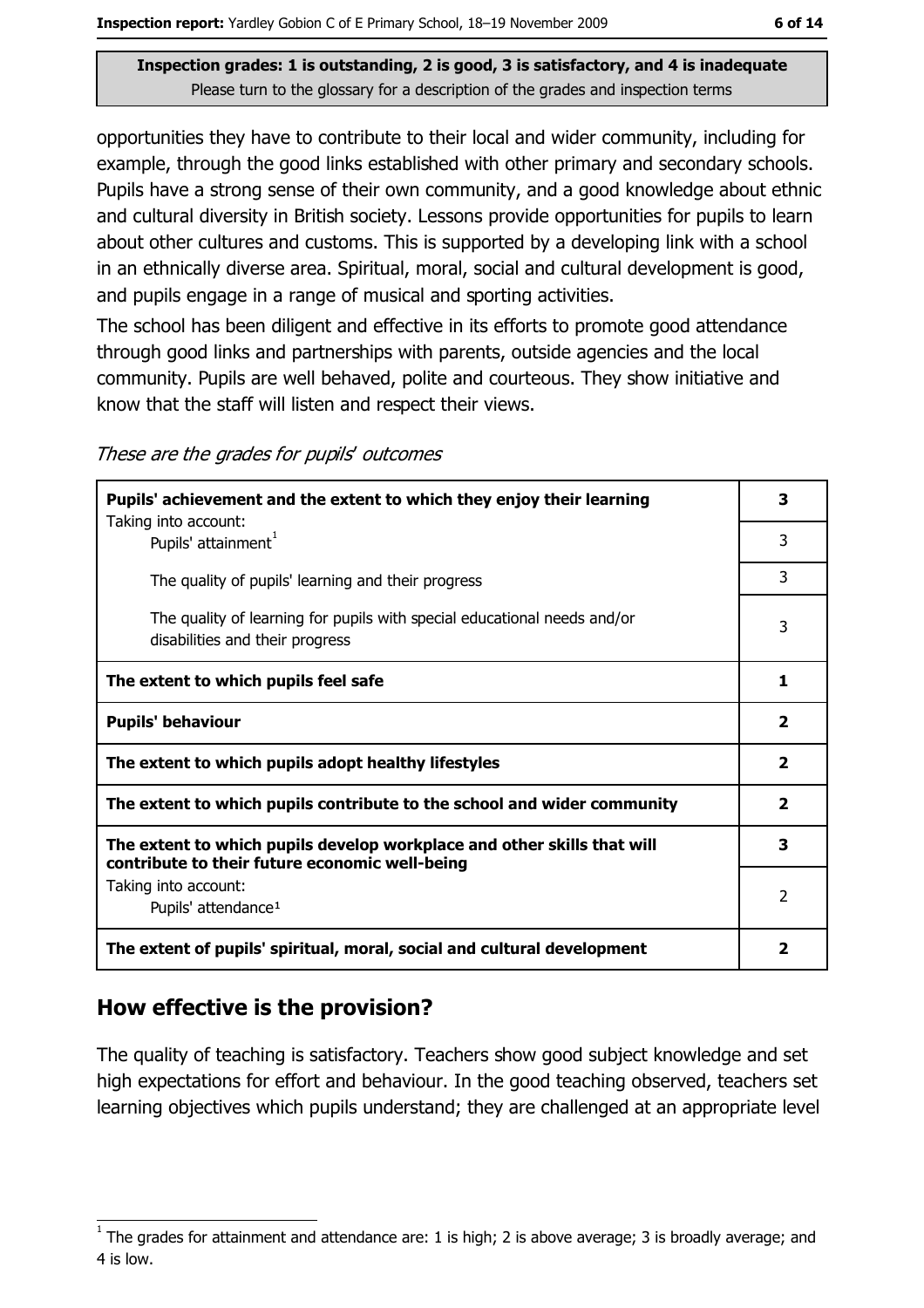Inspection grades: 1 is outstanding, 2 is good, 3 is satisfactory, and 4 is inadequate
Please turn to the glossary for a description of the grades and inspection terms

opportunities they have to contribute to their local and wider community, including for example, through the good links established with other primary and secondary schools. Pupils have a strong sense of their own community, and a good knowledge about ethnic and cultural diversity in British society. Lessons provide opportunities for pupils to learn about other cultures and customs. This is supported by a developing link with a school in an ethnically diverse area. Spiritual, moral, social and cultural development is good, and pupils engage in a range of musical and sporting activities.

The school has been diligent and effective in its efforts to promote good attendance through good links and partnerships with parents, outside agencies and the local community. Pupils are well behaved, polite and courteous. They show initiative and know that the staff will listen and respect their views.

*These are the grades for pupils' outcomes*

| | |
|---|---|
| **Pupils' achievement and the extent to which they enjoy their learning** | **3** |
| Taking into account: Pupils' attainment[1] | 3 |
| The quality of pupils' learning and their progress | 3 |
| The quality of learning for pupils with special educational needs and/or disabilities and their progress | 3 |
| **The extent to which pupils feel safe** | **1** |
| **Pupils' behaviour** | **2** |
| **The extent to which pupils adopt healthy lifestyles** | **2** |
| **The extent to which pupils contribute to the school and wider community** | **2** |
| **The extent to which pupils develop workplace and other skills that will contribute to their future economic well-being** | **3** |
| Taking into account: Pupils' attendance[1] | 2 |
| **The extent of pupils' spiritual, moral, social and cultural development** | **2** |

## How effective is the provision?

The quality of teaching is satisfactory. Teachers show good subject knowledge and set high expectations for effort and behaviour. In the good teaching observed, teachers set learning objectives which pupils understand; they are challenged at an appropriate level

[1] The grades for attainment and attendance are: 1 is high; 2 is above average; 3 is broadly average; and 4 is low.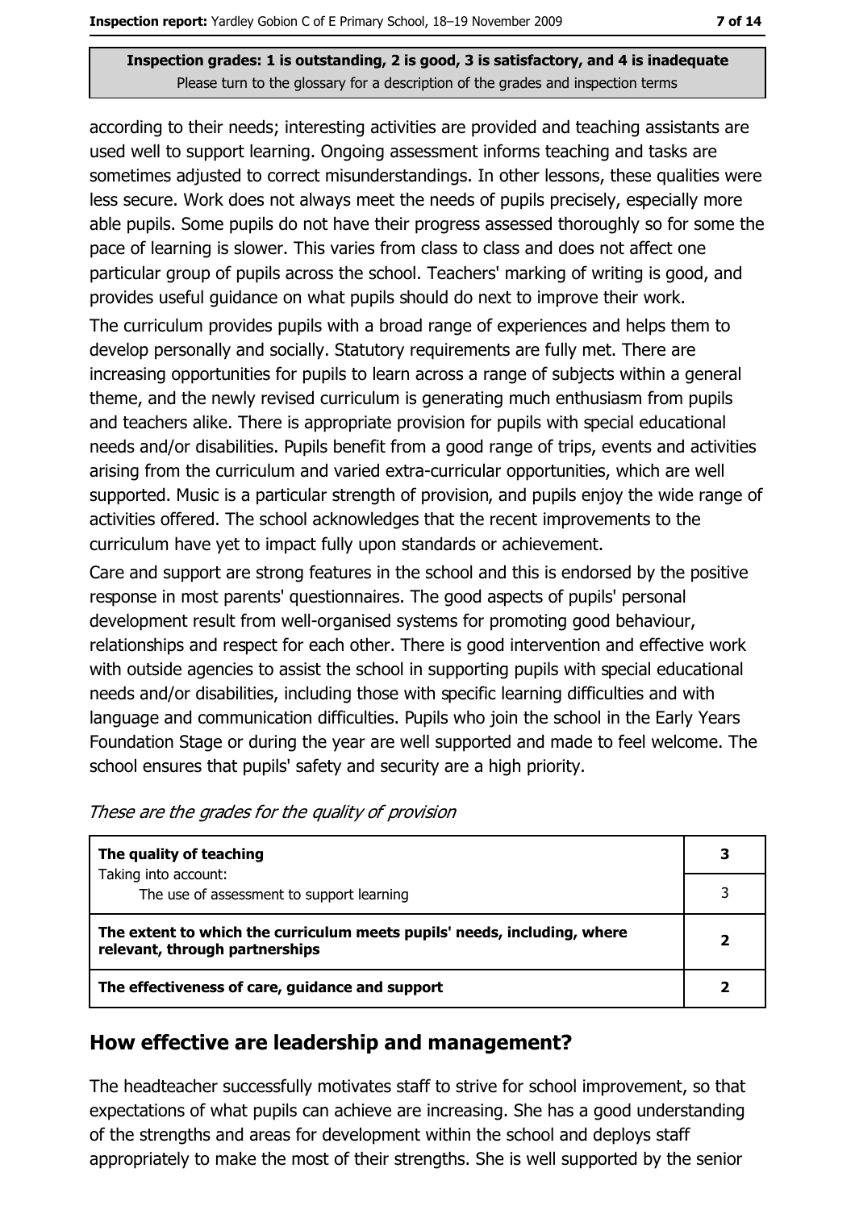**Inspection grades: 1 is outstanding, 2 is good, 3 is satisfactory, and 4 is inadequate**
Please turn to the glossary for a description of the grades and inspection terms

according to their needs; interesting activities are provided and teaching assistants are used well to support learning. Ongoing assessment informs teaching and tasks are sometimes adjusted to correct misunderstandings. In other lessons, these qualities were less secure. Work does not always meet the needs of pupils precisely, especially more able pupils. Some pupils do not have their progress assessed thoroughly so for some the pace of learning is slower. This varies from class to class and does not affect one particular group of pupils across the school. Teachers' marking of writing is good, and provides useful guidance on what pupils should do next to improve their work.

The curriculum provides pupils with a broad range of experiences and helps them to develop personally and socially. Statutory requirements are fully met. There are increasing opportunities for pupils to learn across a range of subjects within a general theme, and the newly revised curriculum is generating much enthusiasm from pupils and teachers alike. There is appropriate provision for pupils with special educational needs and/or disabilities. Pupils benefit from a good range of trips, events and activities arising from the curriculum and varied extra-curricular opportunities, which are well supported. Music is a particular strength of provision, and pupils enjoy the wide range of activities offered. The school acknowledges that the recent improvements to the curriculum have yet to impact fully upon standards or achievement.

Care and support are strong features in the school and this is endorsed by the positive response in most parents' questionnaires. The good aspects of pupils' personal development result from well-organised systems for promoting good behaviour, relationships and respect for each other. There is good intervention and effective work with outside agencies to assist the school in supporting pupils with special educational needs and/or disabilities, including those with specific learning difficulties and with language and communication difficulties. Pupils who join the school in the Early Years Foundation Stage or during the year are well supported and made to feel welcome. The school ensures that pupils' safety and security are a high priority.

*These are the grades for the quality of provision*

| | |
|---|---|
| **The quality of teaching** | **3** |
| Taking into account: The use of assessment to support learning | 3 |
| **The extent to which the curriculum meets pupils' needs, including, where relevant, through partnerships** | **2** |
| **The effectiveness of care, guidance and support** | **2** |

## How effective are leadership and management?

The headteacher successfully motivates staff to strive for school improvement, so that expectations of what pupils can achieve are increasing. She has a good understanding of the strengths and areas for development within the school and deploys staff appropriately to make the most of their strengths. She is well supported by the senior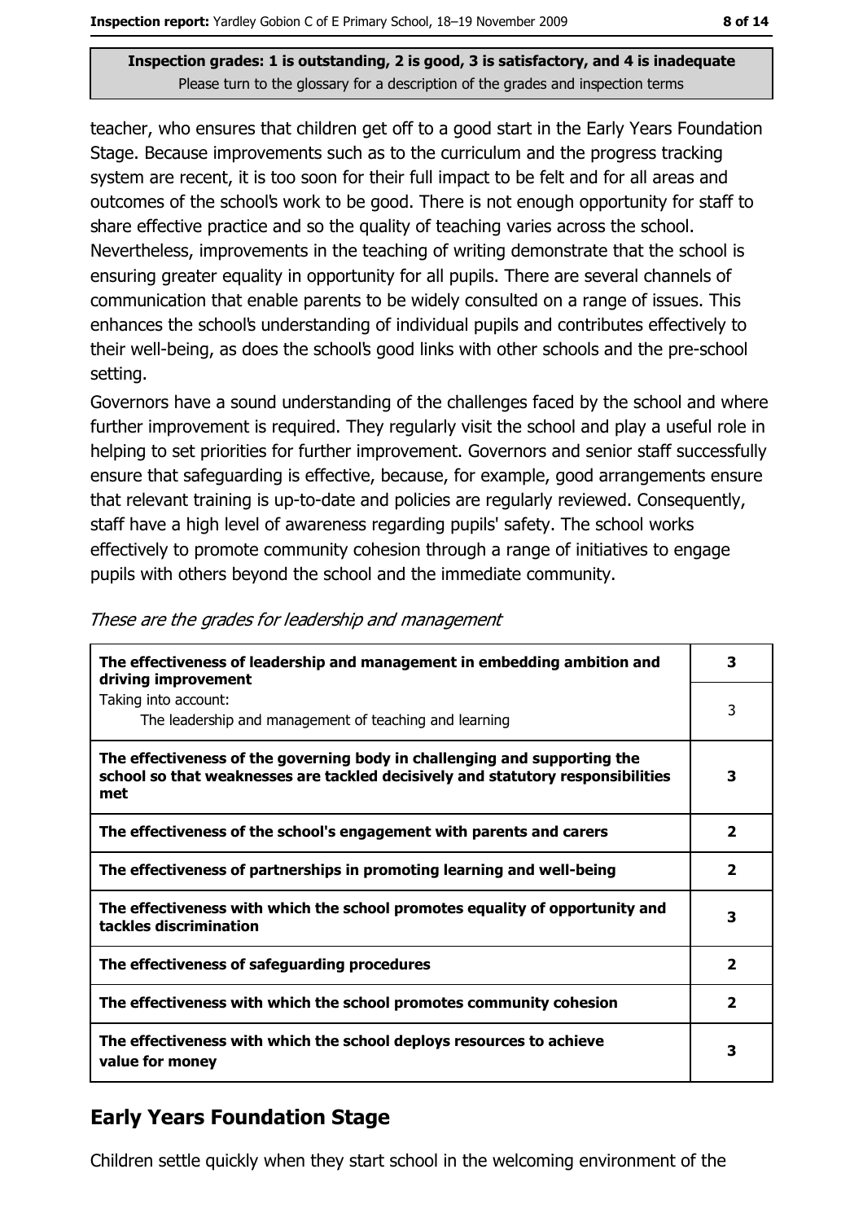Inspection grades: 1 is outstanding, 2 is good, 3 is satisfactory, and 4 is inadequate
Please turn to the glossary for a description of the grades and inspection terms

teacher, who ensures that children get off to a good start in the Early Years Foundation Stage. Because improvements such as to the curriculum and the progress tracking system are recent, it is too soon for their full impact to be felt and for all areas and outcomes of the school's work to be good. There is not enough opportunity for staff to share effective practice and so the quality of teaching varies across the school. Nevertheless, improvements in the teaching of writing demonstrate that the school is ensuring greater equality in opportunity for all pupils. There are several channels of communication that enable parents to be widely consulted on a range of issues. This enhances the school's understanding of individual pupils and contributes effectively to their well-being, as does the school's good links with other schools and the pre-school setting.

Governors have a sound understanding of the challenges faced by the school and where further improvement is required. They regularly visit the school and play a useful role in helping to set priorities for further improvement. Governors and senior staff successfully ensure that safeguarding is effective, because, for example, good arrangements ensure that relevant training is up-to-date and policies are regularly reviewed. Consequently, staff have a high level of awareness regarding pupils' safety. The school works effectively to promote community cohesion through a range of initiatives to engage pupils with others beyond the school and the immediate community.

*These are the grades for leadership and management*

| | |
|---|---|
| **The effectiveness of leadership and management in embedding ambition and driving improvement** | **3** |
| Taking into account: The leadership and management of teaching and learning | 3 |
| **The effectiveness of the governing body in challenging and supporting the school so that weaknesses are tackled decisively and statutory responsibilities met** | **3** |
| **The effectiveness of the school's engagement with parents and carers** | **2** |
| **The effectiveness of partnerships in promoting learning and well-being** | **2** |
| **The effectiveness with which the school promotes equality of opportunity and tackles discrimination** | **3** |
| **The effectiveness of safeguarding procedures** | **2** |
| **The effectiveness with which the school promotes community cohesion** | **2** |
| **The effectiveness with which the school deploys resources to achieve value for money** | **3** |

## Early Years Foundation Stage

Children settle quickly when they start school in the welcoming environment of the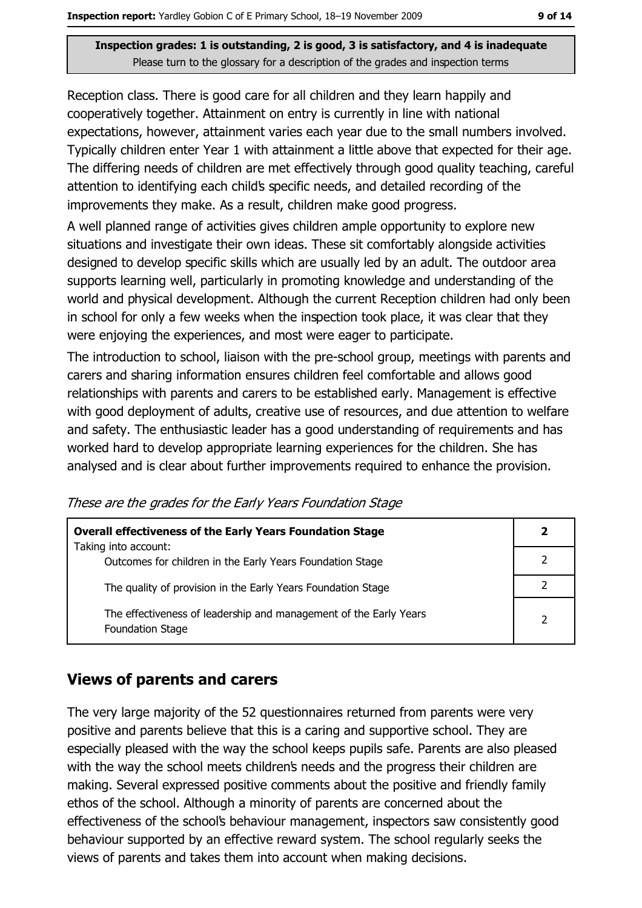Inspection grades: 1 is outstanding, 2 is good, 3 is satisfactory, and 4 is inadequate
Please turn to the glossary for a description of the grades and inspection terms

Reception class. There is good care for all children and they learn happily and cooperatively together. Attainment on entry is currently in line with national expectations, however, attainment varies each year due to the small numbers involved. Typically children enter Year 1 with attainment a little above that expected for their age. The differing needs of children are met effectively through good quality teaching, careful attention to identifying each child's specific needs, and detailed recording of the improvements they make. As a result, children make good progress.

A well planned range of activities gives children ample opportunity to explore new situations and investigate their own ideas. These sit comfortably alongside activities designed to develop specific skills which are usually led by an adult. The outdoor area supports learning well, particularly in promoting knowledge and understanding of the world and physical development. Although the current Reception children had only been in school for only a few weeks when the inspection took place, it was clear that they were enjoying the experiences, and most were eager to participate.

The introduction to school, liaison with the pre-school group, meetings with parents and carers and sharing information ensures children feel comfortable and allows good relationships with parents and carers to be established early. Management is effective with good deployment of adults, creative use of resources, and due attention to welfare and safety. The enthusiastic leader has a good understanding of requirements and has worked hard to develop appropriate learning experiences for the children. She has analysed and is clear about further improvements required to enhance the provision.

*These are the grades for the Early Years Foundation Stage*

| **Overall effectiveness of the Early Years Foundation Stage** | **2** |
|---|---|
| Taking into account: Outcomes for children in the Early Years Foundation Stage | 2 |
| The quality of provision in the Early Years Foundation Stage | 2 |
| The effectiveness of leadership and management of the Early Years Foundation Stage | 2 |

## Views of parents and carers

The very large majority of the 52 questionnaires returned from parents were very positive and parents believe that this is a caring and supportive school. They are especially pleased with the way the school keeps pupils safe. Parents are also pleased with the way the school meets children's needs and the progress their children are making. Several expressed positive comments about the positive and friendly family ethos of the school. Although a minority of parents are concerned about the effectiveness of the school's behaviour management, inspectors saw consistently good behaviour supported by an effective reward system. The school regularly seeks the views of parents and takes them into account when making decisions.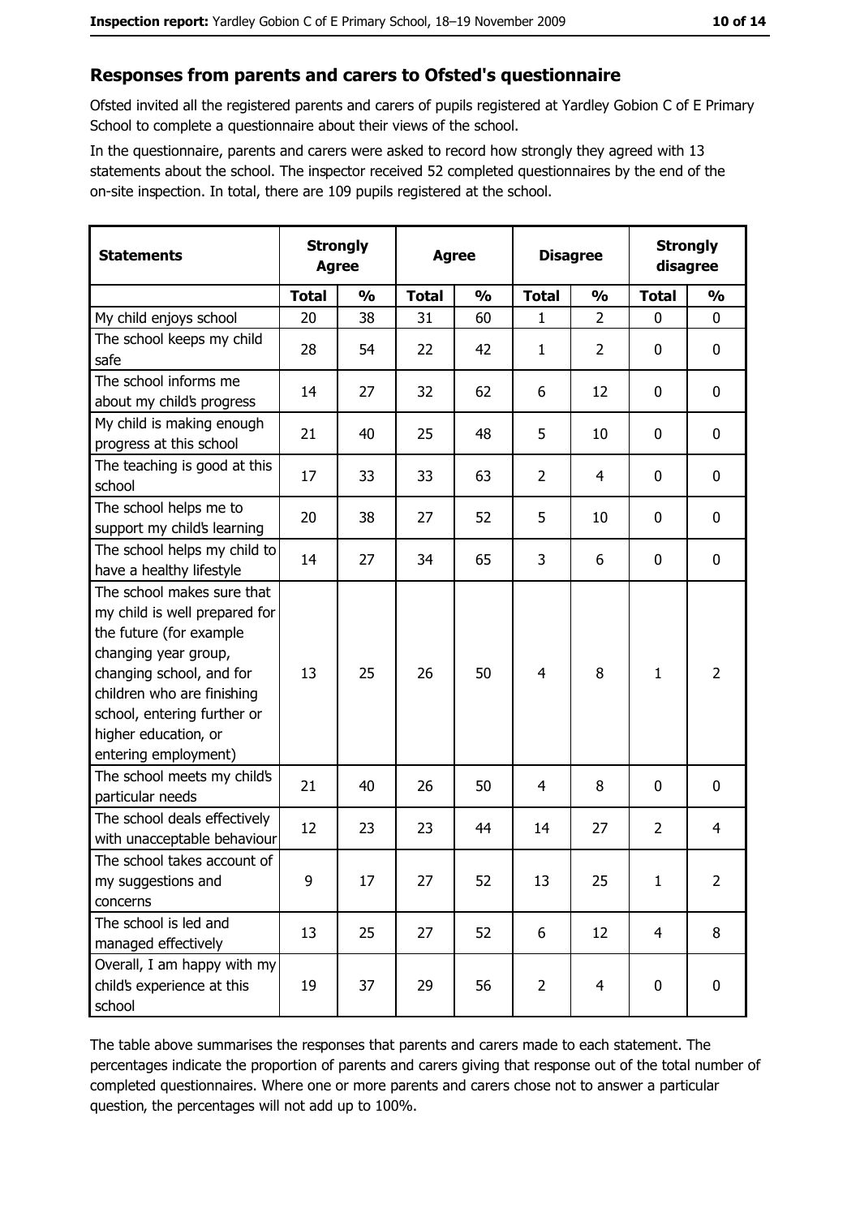## Responses from parents and carers to Ofsted's questionnaire

Ofsted invited all the registered parents and carers of pupils registered at Yardley Gobion C of E Primary School to complete a questionnaire about their views of the school.

In the questionnaire, parents and carers were asked to record how strongly they agreed with 13 statements about the school. The inspector received 52 completed questionnaires by the end of the on-site inspection. In total, there are 109 pupils registered at the school.

| Statements | Strongly Agree | | Agree | | Disagree | | Strongly disagree | |
|---|---|---|---|---|---|---|---|---|
| | Total | % | Total | % | Total | % | Total | % |
| My child enjoys school | 20 | 38 | 31 | 60 | 1 | 2 | 0 | 0 |
| The school keeps my child safe | 28 | 54 | 22 | 42 | 1 | 2 | 0 | 0 |
| The school informs me about my child's progress | 14 | 27 | 32 | 62 | 6 | 12 | 0 | 0 |
| My child is making enough progress at this school | 21 | 40 | 25 | 48 | 5 | 10 | 0 | 0 |
| The teaching is good at this school | 17 | 33 | 33 | 63 | 2 | 4 | 0 | 0 |
| The school helps me to support my child's learning | 20 | 38 | 27 | 52 | 5 | 10 | 0 | 0 |
| The school helps my child to have a healthy lifestyle | 14 | 27 | 34 | 65 | 3 | 6 | 0 | 0 |
| The school makes sure that my child is well prepared for the future (for example changing year group, changing school, and for children who are finishing school, entering further or higher education, or entering employment) | 13 | 25 | 26 | 50 | 4 | 8 | 1 | 2 |
| The school meets my child's particular needs | 21 | 40 | 26 | 50 | 4 | 8 | 0 | 0 |
| The school deals effectively with unacceptable behaviour | 12 | 23 | 23 | 44 | 14 | 27 | 2 | 4 |
| The school takes account of my suggestions and concerns | 9 | 17 | 27 | 52 | 13 | 25 | 1 | 2 |
| The school is led and managed effectively | 13 | 25 | 27 | 52 | 6 | 12 | 4 | 8 |
| Overall, I am happy with my child's experience at this school | 19 | 37 | 29 | 56 | 2 | 4 | 0 | 0 |

The table above summarises the responses that parents and carers made to each statement. The percentages indicate the proportion of parents and carers giving that response out of the total number of completed questionnaires. Where one or more parents and carers chose not to answer a particular question, the percentages will not add up to 100%.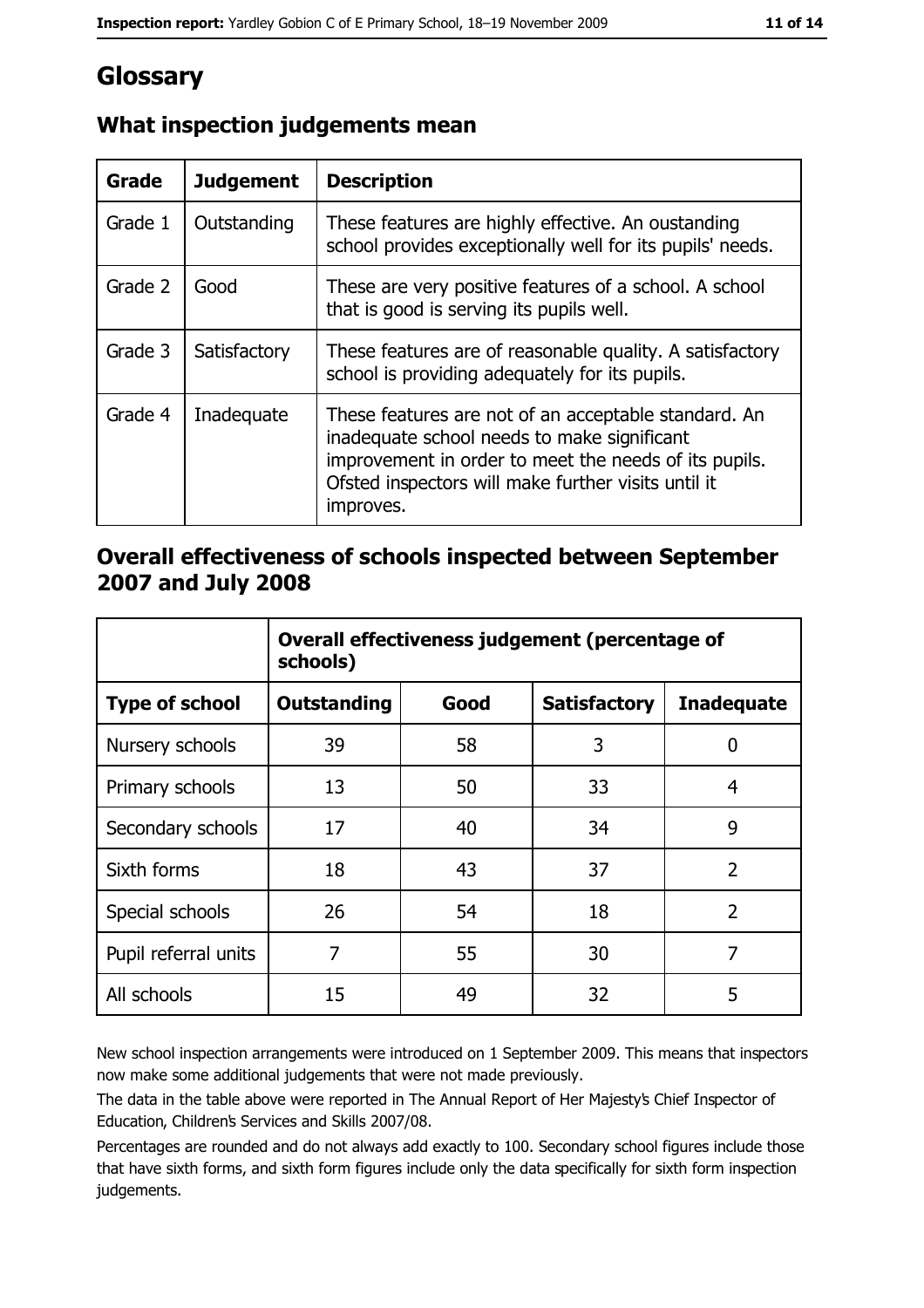# Glossary

## What inspection judgements mean

| Grade | Judgement | Description |
| --- | --- | --- |
| Grade 1 | Outstanding | These features are highly effective. An oustanding school provides exceptionally well for its pupils' needs. |
| Grade 2 | Good | These are very positive features of a school. A school that is good is serving its pupils well. |
| Grade 3 | Satisfactory | These features are of reasonable quality. A satisfactory school is providing adequately for its pupils. |
| Grade 4 | Inadequate | These features are not of an acceptable standard. An inadequate school needs to make significant improvement in order to meet the needs of its pupils. Ofsted inspectors will make further visits until it improves. |

## Overall effectiveness of schools inspected between September 2007 and July 2008

| | Overall effectiveness judgement (percentage of schools) | | | |
| --- | --- | --- | --- | --- |
| **Type of school** | **Outstanding** | **Good** | **Satisfactory** | **Inadequate** |
| Nursery schools | 39 | 58 | 3 | 0 |
| Primary schools | 13 | 50 | 33 | 4 |
| Secondary schools | 17 | 40 | 34 | 9 |
| Sixth forms | 18 | 43 | 37 | 2 |
| Special schools | 26 | 54 | 18 | 2 |
| Pupil referral units | 7 | 55 | 30 | 7 |
| All schools | 15 | 49 | 32 | 5 |

New school inspection arrangements were introduced on 1 September 2009. This means that inspectors now make some additional judgements that were not made previously.

The data in the table above were reported in The Annual Report of Her Majesty's Chief Inspector of Education, Children's Services and Skills 2007/08.

Percentages are rounded and do not always add exactly to 100. Secondary school figures include those that have sixth forms, and sixth form figures include only the data specifically for sixth form inspection judgements.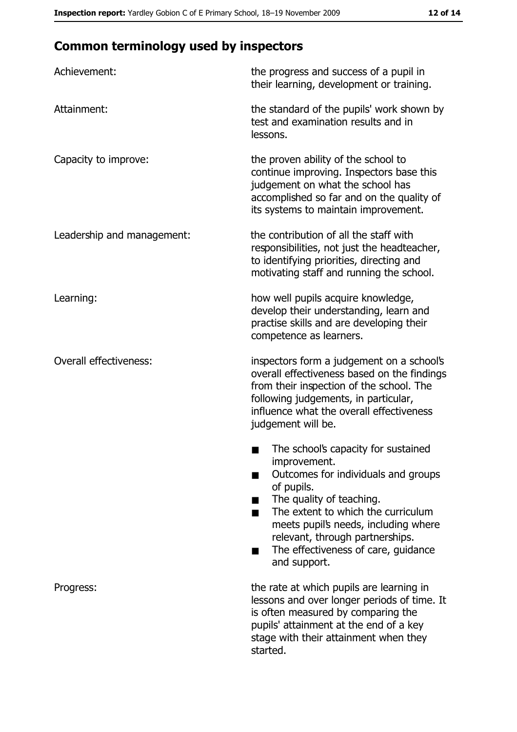## Common terminology used by inspectors

| | |
|---|---|
| Achievement: | the progress and success of a pupil in their learning, development or training. |
| Attainment: | the standard of the pupils' work shown by test and examination results and in lessons. |
| Capacity to improve: | the proven ability of the school to continue improving. Inspectors base this judgement on what the school has accomplished so far and on the quality of its systems to maintain improvement. |
| Leadership and management: | the contribution of all the staff with responsibilities, not just the headteacher, to identifying priorities, directing and motivating staff and running the school. |
| Learning: | how well pupils acquire knowledge, develop their understanding, learn and practise skills and are developing their competence as learners. |
| Overall effectiveness: | inspectors form a judgement on a school's overall effectiveness based on the findings from their inspection of the school. The following judgements, in particular, influence what the overall effectiveness judgement will be.<br>■ The school's capacity for sustained improvement.<br>■ Outcomes for individuals and groups of pupils.<br>■ The quality of teaching.<br>■ The extent to which the curriculum meets pupil's needs, including where relevant, through partnerships.<br>■ The effectiveness of care, guidance and support. |
| Progress: | the rate at which pupils are learning in lessons and over longer periods of time. It is often measured by comparing the pupils' attainment at the end of a key stage with their attainment when they started. |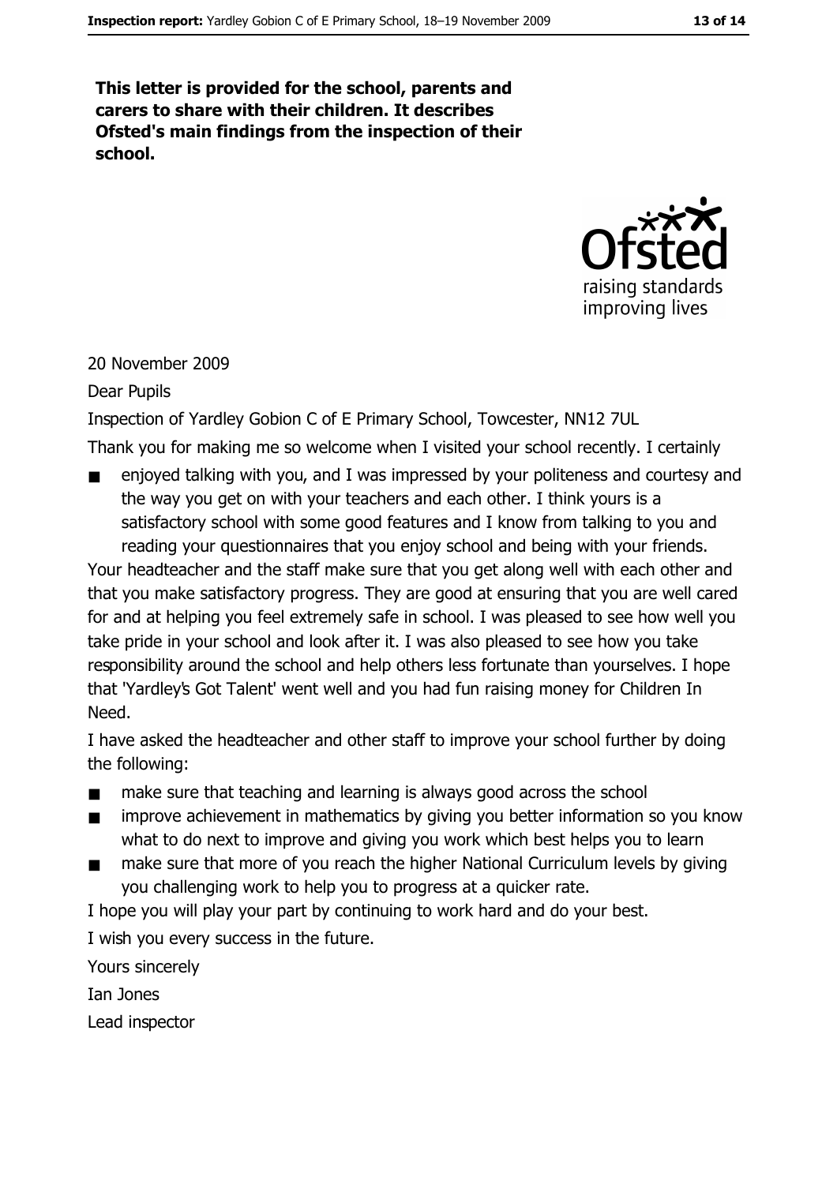**This letter is provided for the school, parents and carers to share with their children. It describes Ofsted's main findings from the inspection of their school.**

20 November 2009

Dear Pupils

Inspection of Yardley Gobion C of E Primary School, Towcester, NN12 7UL

Thank you for making me so welcome when I visited your school recently. I certainly

- enjoyed talking with you, and I was impressed by your politeness and courtesy and the way you get on with your teachers and each other. I think yours is a satisfactory school with some good features and I know from talking to you and reading your questionnaires that you enjoy school and being with your friends.

Your headteacher and the staff make sure that you get along well with each other and that you make satisfactory progress. They are good at ensuring that you are well cared for and at helping you feel extremely safe in school. I was pleased to see how well you take pride in your school and look after it. I was also pleased to see how you take responsibility around the school and help others less fortunate than yourselves. I hope that 'Yardley's Got Talent' went well and you had fun raising money for Children In Need.

I have asked the headteacher and other staff to improve your school further by doing the following:

- make sure that teaching and learning is always good across the school
- improve achievement in mathematics by giving you better information so you know what to do next to improve and giving you work which best helps you to learn
- make sure that more of you reach the higher National Curriculum levels by giving you challenging work to help you to progress at a quicker rate.

I hope you will play your part by continuing to work hard and do your best.

I wish you every success in the future.

Yours sincerely

Ian Jones

Lead inspector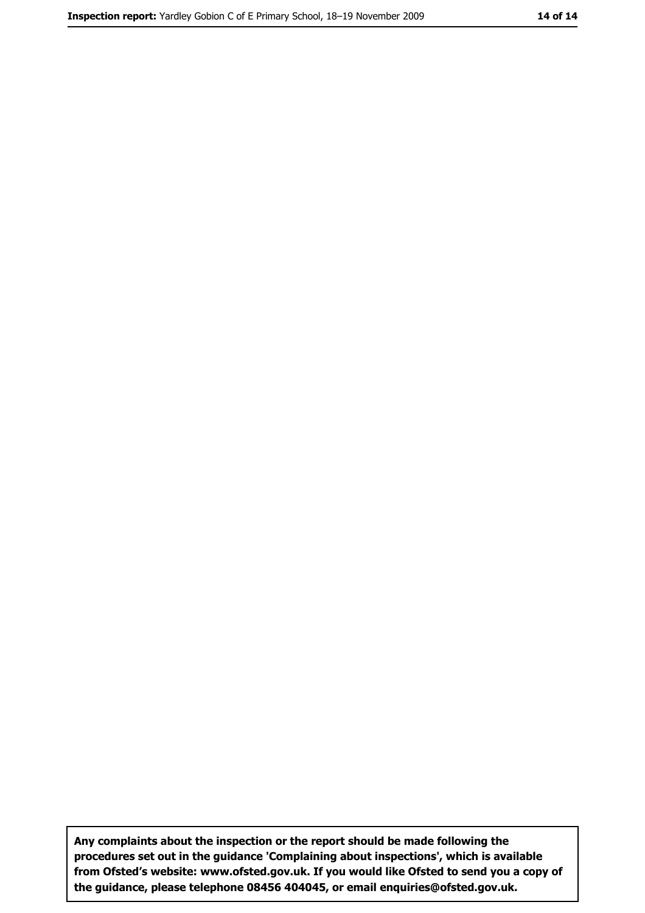**Any complaints about the inspection or the report should be made following the procedures set out in the guidance 'Complaining about inspections', which is available from Ofsted's website: www.ofsted.gov.uk. If you would like Ofsted to send you a copy of the guidance, please telephone 08456 404045, or email enquiries@ofsted.gov.uk.**